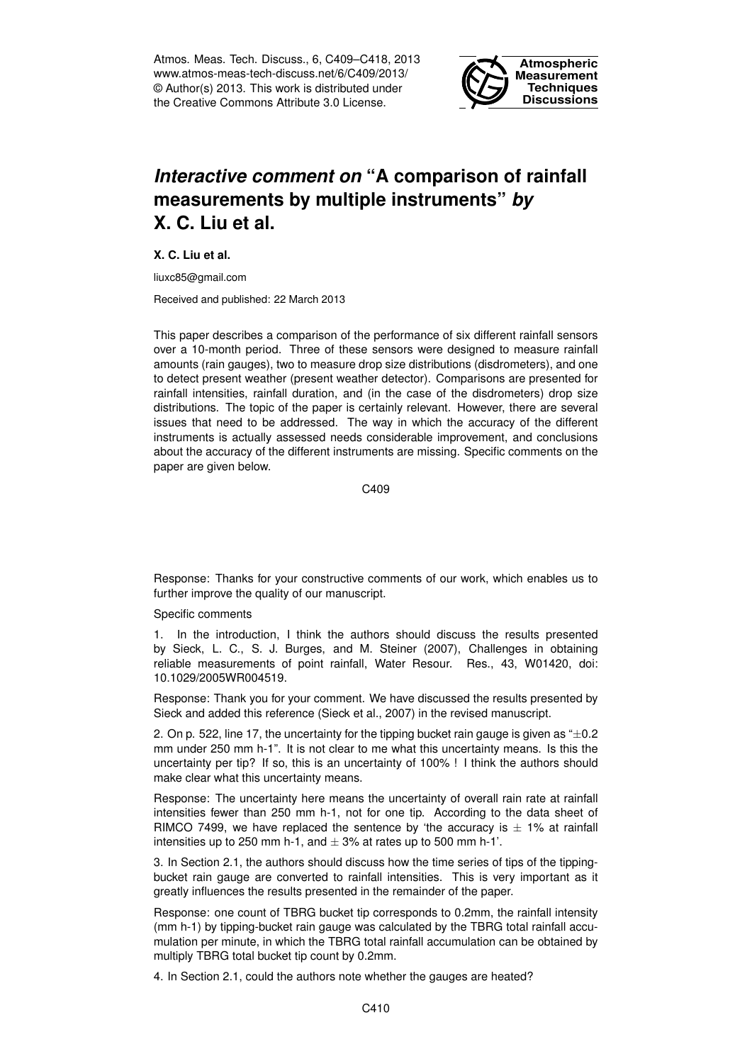# *Interactive comment on* "A comparison of rainfall measurements by multiple instruments" *by* X. C. Liu et al.

**X. C. Liu et al.**

liuxc85@gmail.com

Received and published: 22 March 2013

This paper describes a comparison of the performance of six different rainfall sensors over a 10-month period. Three of these sensors were designed to measure rainfall amounts (rain gauges), two to measure drop size distributions (disdrometers), and one to detect present weather (present weather detector). Comparisons are presented for rainfall intensities, rainfall duration, and (in the case of the disdrometers) drop size distributions. The topic of the paper is certainly relevant. However, there are several issues that need to be addressed. The way in which the accuracy of the different instruments is actually assessed needs considerable improvement, and conclusions about the accuracy of the different instruments are missing. Specific comments on the paper are given below.

Response: Thanks for your constructive comments of our work, which enables us to further improve the quality of our manuscript.

Specific comments

1. In the introduction, I think the authors should discuss the results presented by Sieck, L. C., S. J. Burges, and M. Steiner (2007), Challenges in obtaining reliable measurements of point rainfall, Water Resour. Res., 43, W01420, doi: 10.1029/2005WR004519.

Response: Thank you for your comment. We have discussed the results presented by Sieck and added this reference (Sieck et al., 2007) in the revised manuscript.

2. On p. 522, line 17, the uncertainty for the tipping bucket rain gauge is given as "$\pm 0.2$ mm under 250 mm h-1". It is not clear to me what this uncertainty means. Is this the uncertainty per tip? If so, this is an uncertainty of 100% ! I think the authors should make clear what this uncertainty means.

Response: The uncertainty here means the uncertainty of overall rain rate at rainfall intensities fewer than 250 mm h-1, not for one tip. According to the data sheet of RIMCO 7499, we have replaced the sentence by 'the accuracy is $\pm$ 1% at rainfall intensities up to 250 mm h-1, and $\pm$ 3% at rates up to 500 mm h-1'.

3. In Section 2.1, the authors should discuss how the time series of tips of the tipping-bucket rain gauge are converted to rainfall intensities. This is very important as it greatly influences the results presented in the remainder of the paper.

Response: one count of TBRG bucket tip corresponds to 0.2mm, the rainfall intensity (mm h-1) by tipping-bucket rain gauge was calculated by the TBRG total rainfall accumulation per minute, in which the TBRG total rainfall accumulation can be obtained by multiply TBRG total bucket tip count by 0.2mm.

4. In Section 2.1, could the authors note whether the gauges are heated?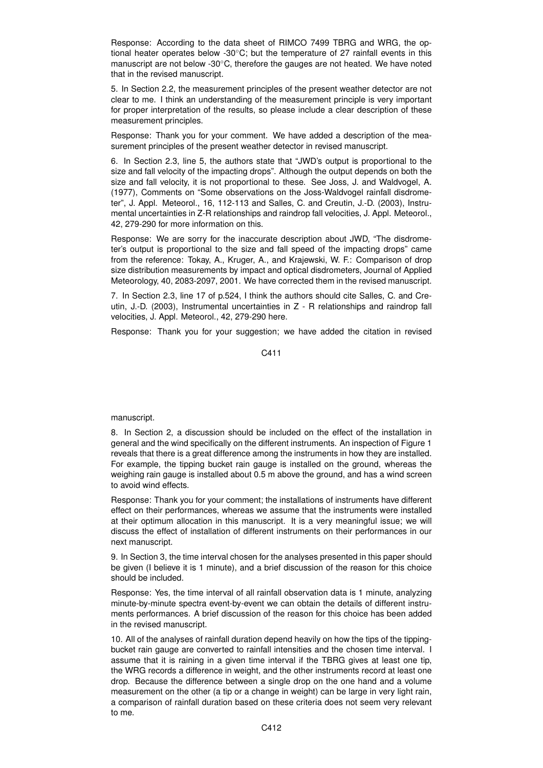Response: According to the data sheet of RIMCO 7499 TBRG and WRG, the optional heater operates below -30°C; but the temperature of 27 rainfall events in this manuscript are not below -30°C, therefore the gauges are not heated. We have noted that in the revised manuscript.

5. In Section 2.2, the measurement principles of the present weather detector are not clear to me. I think an understanding of the measurement principle is very important for proper interpretation of the results, so please include a clear description of these measurement principles.

Response: Thank you for your comment. We have added a description of the measurement principles of the present weather detector in revised manuscript.

6. In Section 2.3, line 5, the authors state that "JWD's output is proportional to the size and fall velocity of the impacting drops". Although the output depends on both the size and fall velocity, it is not proportional to these. See Joss, J. and Waldvogel, A. (1977), Comments on "Some observations on the Joss-Waldvogel rainfall disdrometer", J. Appl. Meteorol., 16, 112-113 and Salles, C. and Creutin, J.-D. (2003), Instrumental uncertainties in Z-R relationships and raindrop fall velocities, J. Appl. Meteorol., 42, 279-290 for more information on this.

Response: We are sorry for the inaccurate description about JWD, "The disdrometer's output is proportional to the size and fall speed of the impacting drops" came from the reference: Tokay, A., Kruger, A., and Krajewski, W. F.: Comparison of drop size distribution measurements by impact and optical disdrometers, Journal of Applied Meteorology, 40, 2083-2097, 2001. We have corrected them in the revised manuscript.

7. In Section 2.3, line 17 of p.524, I think the authors should cite Salles, C. and Creutin, J.-D. (2003), Instrumental uncertainties in Z - R relationships and raindrop fall velocities, J. Appl. Meteorol., 42, 279-290 here.

Response: Thank you for your suggestion; we have added the citation in revised manuscript.

8. In Section 2, a discussion should be included on the effect of the installation in general and the wind specifically on the different instruments. An inspection of Figure 1 reveals that there is a great difference among the instruments in how they are installed. For example, the tipping bucket rain gauge is installed on the ground, whereas the weighing rain gauge is installed about 0.5 m above the ground, and has a wind screen to avoid wind effects.

Response: Thank you for your comment; the installations of instruments have different effect on their performances, whereas we assume that the instruments were installed at their optimum allocation in this manuscript. It is a very meaningful issue; we will discuss the effect of installation of different instruments on their performances in our next manuscript.

9. In Section 3, the time interval chosen for the analyses presented in this paper should be given (I believe it is 1 minute), and a brief discussion of the reason for this choice should be included.

Response: Yes, the time interval of all rainfall observation data is 1 minute, analyzing minute-by-minute spectra event-by-event we can obtain the details of different instruments performances. A brief discussion of the reason for this choice has been added in the revised manuscript.

10. All of the analyses of rainfall duration depend heavily on how the tips of the tipping-bucket rain gauge are converted to rainfall intensities and the chosen time interval. I assume that it is raining in a given time interval if the TBRG gives at least one tip, the WRG records a difference in weight, and the other instruments record at least one drop. Because the difference between a single drop on the one hand and a volume measurement on the other (a tip or a change in weight) can be large in very light rain, a comparison of rainfall duration based on these criteria does not seem very relevant to me.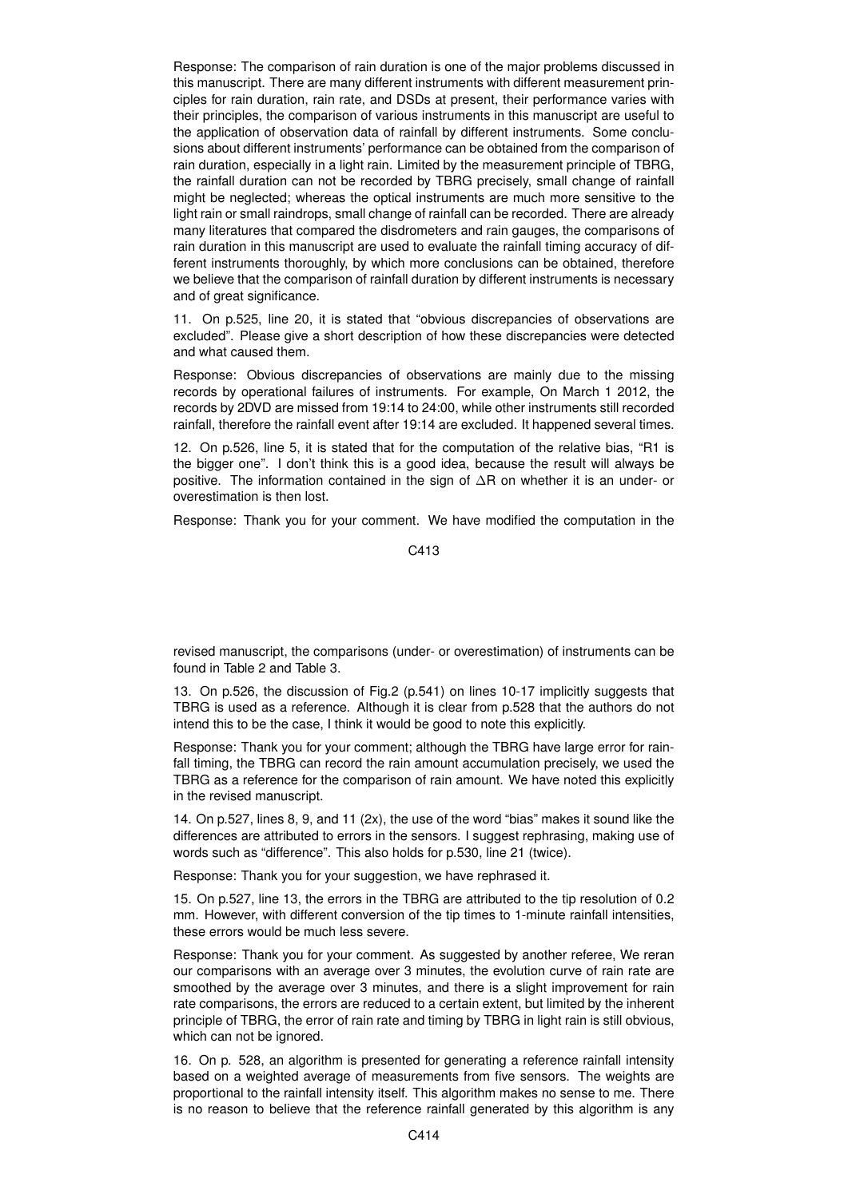Response: The comparison of rain duration is one of the major problems discussed in this manuscript. There are many different instruments with different measurement principles for rain duration, rain rate, and DSDs at present, their performance varies with their principles, the comparison of various instruments in this manuscript are useful to the application of observation data of rainfall by different instruments. Some conclusions about different instruments' performance can be obtained from the comparison of rain duration, especially in a light rain. Limited by the measurement principle of TBRG, the rainfall duration can not be recorded by TBRG precisely, small change of rainfall might be neglected; whereas the optical instruments are much more sensitive to the light rain or small raindrops, small change of rainfall can be recorded. There are already many literatures that compared the disdrometers and rain gauges, the comparisons of rain duration in this manuscript are used to evaluate the rainfall timing accuracy of different instruments thoroughly, by which more conclusions can be obtained, therefore we believe that the comparison of rainfall duration by different instruments is necessary and of great significance.

11. On p.525, line 20, it is stated that "obvious discrepancies of observations are excluded". Please give a short description of how these discrepancies were detected and what caused them.

Response: Obvious discrepancies of observations are mainly due to the missing records by operational failures of instruments. For example, On March 1 2012, the records by 2DVD are missed from 19:14 to 24:00, while other instruments still recorded rainfall, therefore the rainfall event after 19:14 are excluded. It happened several times.

12. On p.526, line 5, it is stated that for the computation of the relative bias, "R1 is the bigger one". I don't think this is a good idea, because the result will always be positive. The information contained in the sign of $\Delta R$ on whether it is an under- or overestimation is then lost.

Response: Thank you for your comment. We have modified the computation in the revised manuscript, the comparisons (under- or overestimation) of instruments can be found in Table 2 and Table 3.

13. On p.526, the discussion of Fig.2 (p.541) on lines 10-17 implicitly suggests that TBRG is used as a reference. Although it is clear from p.528 that the authors do not intend this to be the case, I think it would be good to note this explicitly.

Response: Thank you for your comment; although the TBRG have large error for rainfall timing, the TBRG can record the rain amount accumulation precisely, we used the TBRG as a reference for the comparison of rain amount. We have noted this explicitly in the revised manuscript.

14. On p.527, lines 8, 9, and 11 (2x), the use of the word "bias" makes it sound like the differences are attributed to errors in the sensors. I suggest rephrasing, making use of words such as "difference". This also holds for p.530, line 21 (twice).

Response: Thank you for your suggestion, we have rephrased it.

15. On p.527, line 13, the errors in the TBRG are attributed to the tip resolution of 0.2 mm. However, with different conversion of the tip times to 1-minute rainfall intensities, these errors would be much less severe.

Response: Thank you for your comment. As suggested by another referee, We reran our comparisons with an average over 3 minutes, the evolution curve of rain rate are smoothed by the average over 3 minutes, and there is a slight improvement for rain rate comparisons, the errors are reduced to a certain extent, but limited by the inherent principle of TBRG, the error of rain rate and timing by TBRG in light rain is still obvious, which can not be ignored.

16. On p. 528, an algorithm is presented for generating a reference rainfall intensity based on a weighted average of measurements from five sensors. The weights are proportional to the rainfall intensity itself. This algorithm makes no sense to me. There is no reason to believe that the reference rainfall generated by this algorithm is any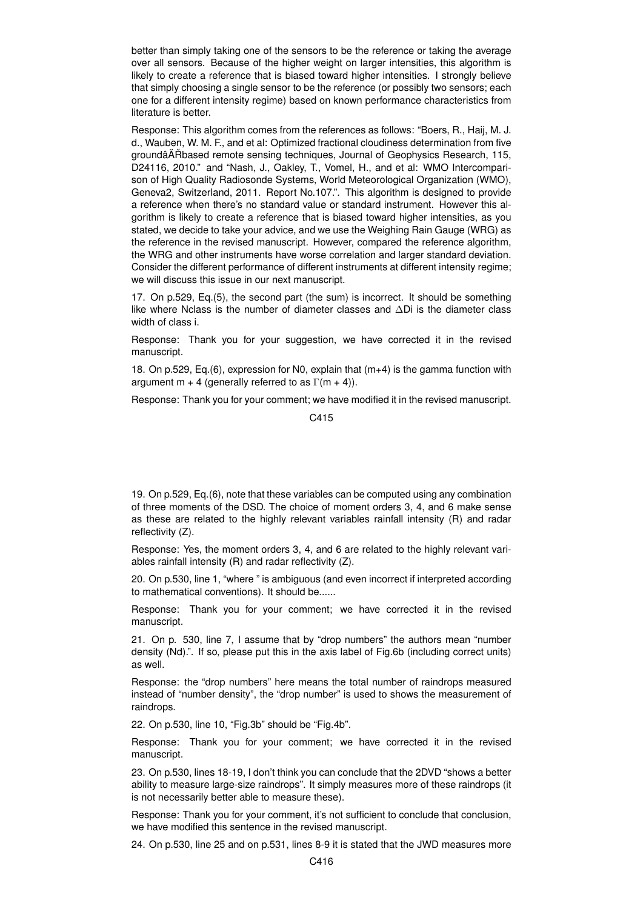better than simply taking one of the sensors to be the reference or taking the average over all sensors. Because of the higher weight on larger intensities, this algorithm is likely to create a reference that is biased toward higher intensities. I strongly believe that simply choosing a single sensor to be the reference (or possibly two sensors; each one for a different intensity regime) based on known performance characteristics from literature is better.

Response: This algorithm comes from the references as follows: "Boers, R., Haij, M. J. d., Wauben, W. M. F., and et al: Optimized fractional cloudiness determination from five groundâĂŘbased remote sensing techniques, Journal of Geophysics Research, 115, D24116, 2010." and "Nash, J., Oakley, T., Vomel, H., and et al: WMO Intercomparison of High Quality Radiosonde Systems, World Meteorological Organization (WMO), Geneva2, Switzerland, 2011. Report No.107.". This algorithm is designed to provide a reference when there's no standard value or standard instrument. However this algorithm is likely to create a reference that is biased toward higher intensities, as you stated, we decide to take your advice, and we use the Weighing Rain Gauge (WRG) as the reference in the revised manuscript. However, compared the reference algorithm, the WRG and other instruments have worse correlation and larger standard deviation. Consider the different performance of different instruments at different intensity regime; we will discuss this issue in our next manuscript.

17. On p.529, Eq.(5), the second part (the sum) is incorrect. It should be something like where Nclass is the number of diameter classes and $\Delta$Di is the diameter class width of class i.

Response: Thank you for your suggestion, we have corrected it in the revised manuscript.

18. On p.529, Eq.(6), expression for N0, explain that (m+4) is the gamma function with argument m + 4 (generally referred to as $\Gamma(m + 4)$).

Response: Thank you for your comment; we have modified it in the revised manuscript.

19. On p.529, Eq.(6), note that these variables can be computed using any combination of three moments of the DSD. The choice of moment orders 3, 4, and 6 make sense as these are related to the highly relevant variables rainfall intensity (R) and radar reflectivity (Z).

Response: Yes, the moment orders 3, 4, and 6 are related to the highly relevant variables rainfall intensity (R) and radar reflectivity (Z).

20. On p.530, line 1, "where " is ambiguous (and even incorrect if interpreted according to mathematical conventions). It should be......

Response: Thank you for your comment; we have corrected it in the revised manuscript.

21. On p. 530, line 7, I assume that by "drop numbers" the authors mean "number density (Nd).". If so, please put this in the axis label of Fig.6b (including correct units) as well.

Response: the "drop numbers" here means the total number of raindrops measured instead of "number density", the "drop number" is used to shows the measurement of raindrops.

22. On p.530, line 10, "Fig.3b" should be "Fig.4b".

Response: Thank you for your comment; we have corrected it in the revised manuscript.

23. On p.530, lines 18-19, I don't think you can conclude that the 2DVD "shows a better ability to measure large-size raindrops". It simply measures more of these raindrops (it is not necessarily better able to measure these).

Response: Thank you for your comment, it's not sufficient to conclude that conclusion, we have modified this sentence in the revised manuscript.

24. On p.530, line 25 and on p.531, lines 8-9 it is stated that the JWD measures more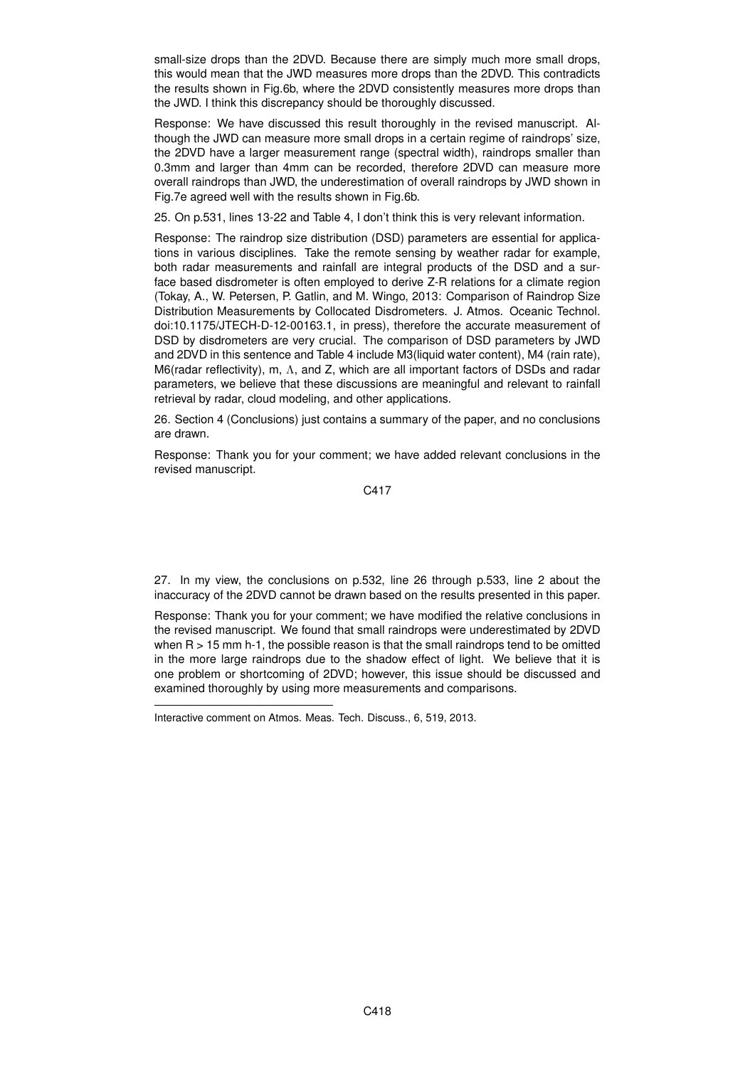small-size drops than the 2DVD. Because there are simply much more small drops, this would mean that the JWD measures more drops than the 2DVD. This contradicts the results shown in Fig.6b, where the 2DVD consistently measures more drops than the JWD. I think this discrepancy should be thoroughly discussed.

Response: We have discussed this result thoroughly in the revised manuscript. Although the JWD can measure more small drops in a certain regime of raindrops' size, the 2DVD have a larger measurement range (spectral width), raindrops smaller than 0.3mm and larger than 4mm can be recorded, therefore 2DVD can measure more overall raindrops than JWD, the underestimation of overall raindrops by JWD shown in Fig.7e agreed well with the results shown in Fig.6b.

25. On p.531, lines 13-22 and Table 4, I don't think this is very relevant information.

Response: The raindrop size distribution (DSD) parameters are essential for applications in various disciplines. Take the remote sensing by weather radar for example, both radar measurements and rainfall are integral products of the DSD and a surface based disdrometer is often employed to derive Z-R relations for a climate region (Tokay, A., W. Petersen, P. Gatlin, and M. Wingo, 2013: Comparison of Raindrop Size Distribution Measurements by Collocated Disdrometers. J. Atmos. Oceanic Technol. doi:10.1175/JTECH-D-12-00163.1, in press), therefore the accurate measurement of DSD by disdrometers are very crucial. The comparison of DSD parameters by JWD and 2DVD in this sentence and Table 4 include M3(liquid water content), M4 (rain rate), M6(radar reflectivity), m, $\Lambda$, and Z, which are all important factors of DSDs and radar parameters, we believe that these discussions are meaningful and relevant to rainfall retrieval by radar, cloud modeling, and other applications.

26. Section 4 (Conclusions) just contains a summary of the paper, and no conclusions are drawn.

Response: Thank you for your comment; we have added relevant conclusions in the revised manuscript.

27. In my view, the conclusions on p.532, line 26 through p.533, line 2 about the inaccuracy of the 2DVD cannot be drawn based on the results presented in this paper.

Response: Thank you for your comment; we have modified the relative conclusions in the revised manuscript. We found that small raindrops were underestimated by 2DVD when $R > 15$ mm h-1, the possible reason is that the small raindrops tend to be omitted in the more large raindrops due to the shadow effect of light. We believe that it is one problem or shortcoming of 2DVD; however, this issue should be discussed and examined thoroughly by using more measurements and comparisons.

---

Interactive comment on Atmos. Meas. Tech. Discuss., 6, 519, 2013.